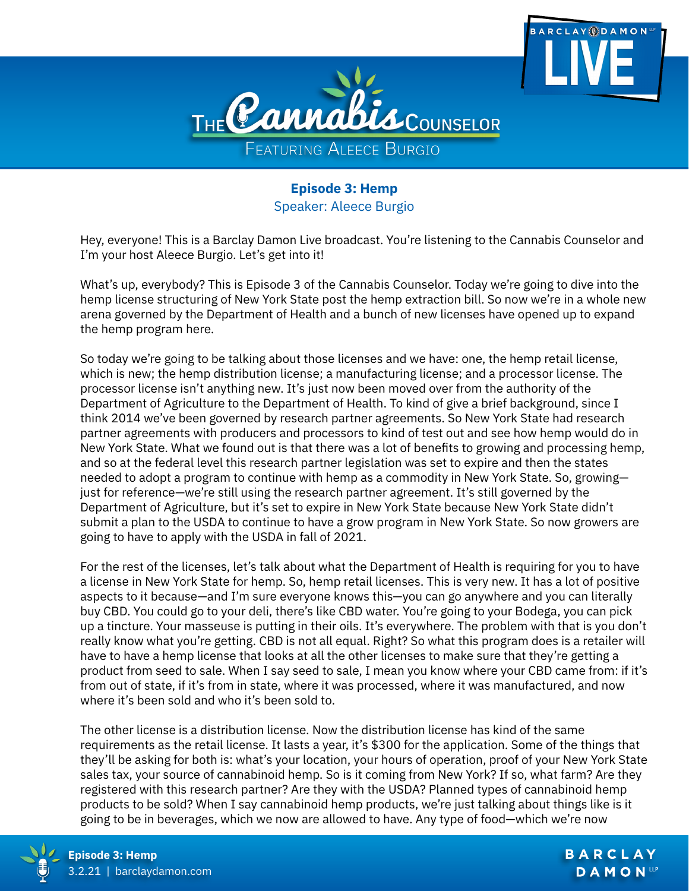# The Cannabis Counselor

Featuring Aleece Burgio

## Episode 3: Hemp

Speaker: Aleece Burgio

Hey, everyone! This is a Barclay Damon Live broadcast. You're listening to the Cannabis Counselor and I'm your host Aleece Burgio. Let's get into it!

What's up, everybody? This is Episode 3 of the Cannabis Counselor. Today we're going to dive into the hemp license structuring of New York State post the hemp extraction bill. So now we're in a whole new arena governed by the Department of Health and a bunch of new licenses have opened up to expand the hemp program here.

So today we're going to be talking about those licenses and we have: one, the hemp retail license, which is new; the hemp distribution license; a manufacturing license; and a processor license. The processor license isn't anything new. It's just now been moved over from the authority of the Department of Agriculture to the Department of Health. To kind of give a brief background, since I think 2014 we've been governed by research partner agreements. So New York State had research partner agreements with producers and processors to kind of test out and see how hemp would do in New York State. What we found out is that there was a lot of benefits to growing and processing hemp, and so at the federal level this research partner legislation was set to expire and then the states needed to adopt a program to continue with hemp as a commodity in New York State. So, growing—just for reference—we're still using the research partner agreement. It's still governed by the Department of Agriculture, but it's set to expire in New York State because New York State didn't submit a plan to the USDA to continue to have a grow program in New York State. So now growers are going to have to apply with the USDA in fall of 2021.

For the rest of the licenses, let's talk about what the Department of Health is requiring for you to have a license in New York State for hemp. So, hemp retail licenses. This is very new. It has a lot of positive aspects to it because—and I'm sure everyone knows this—you can go anywhere and you can literally buy CBD. You could go to your deli, there's like CBD water. You're going to your Bodega, you can pick up a tincture. Your masseuse is putting in their oils. It's everywhere. The problem with that is you don't really know what you're getting. CBD is not all equal. Right? So what this program does is a retailer will have to have a hemp license that looks at all the other licenses to make sure that they're getting a product from seed to sale. When I say seed to sale, I mean you know where your CBD came from: if it's from out of state, if it's from in state, where it was processed, where it was manufactured, and now where it's been sold and who it's been sold to.

The other license is a distribution license. Now the distribution license has kind of the same requirements as the retail license. It lasts a year, it's $300 for the application. Some of the things that they'll be asking for both is: what's your location, your hours of operation, proof of your New York State sales tax, your source of cannabinoid hemp. So is it coming from New York? If so, what farm? Are they registered with this research partner? Are they with the USDA? Planned types of cannabinoid hemp products to be sold? When I say cannabinoid hemp products, we're just talking about things like is it going to be in beverages, which we now are allowed to have. Any type of food—which we're now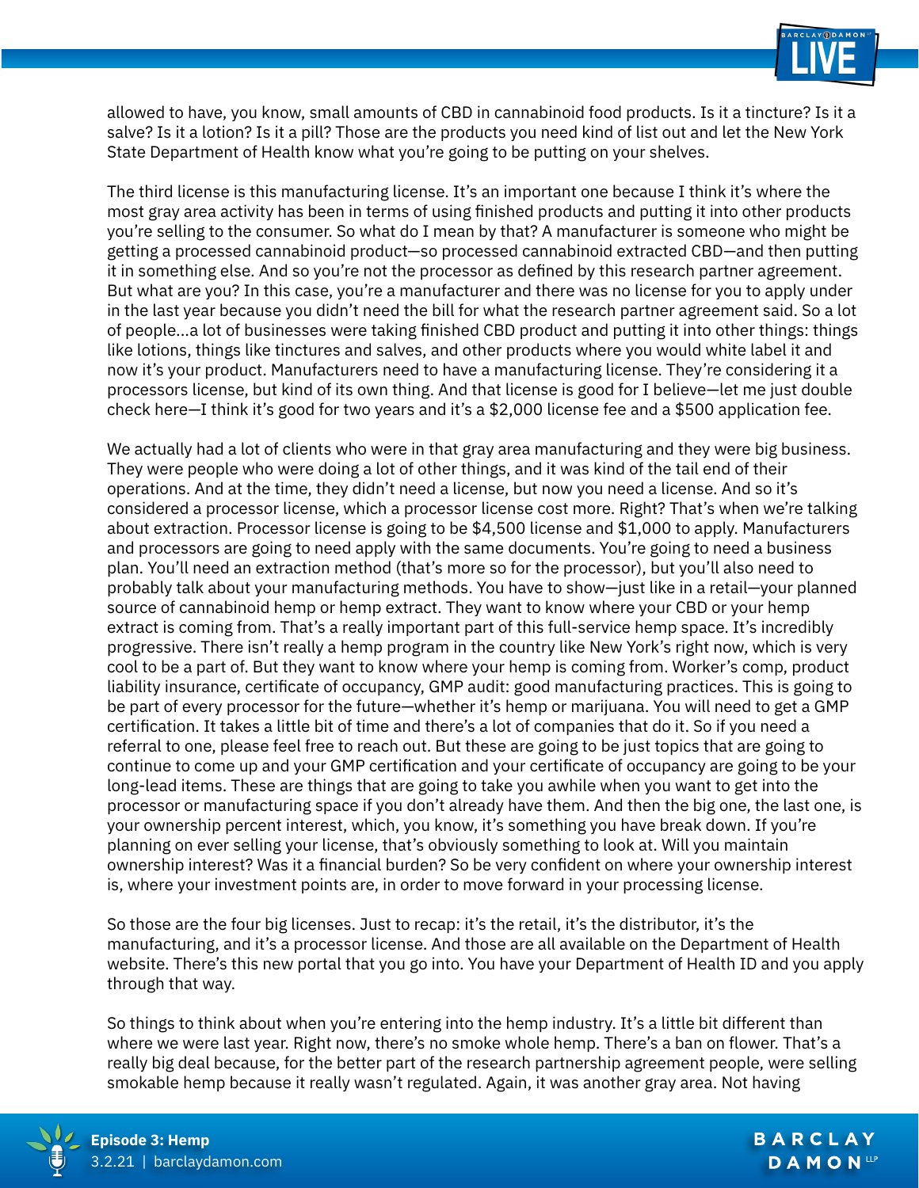allowed to have, you know, small amounts of CBD in cannabinoid food products. Is it a tincture? Is it a salve? Is it a lotion? Is it a pill? Those are the products you need kind of list out and let the New York State Department of Health know what you're going to be putting on your shelves.

The third license is this manufacturing license. It's an important one because I think it's where the most gray area activity has been in terms of using finished products and putting it into other products you're selling to the consumer. So what do I mean by that? A manufacturer is someone who might be getting a processed cannabinoid product—so processed cannabinoid extracted CBD—and then putting it in something else. And so you're not the processor as defined by this research partner agreement. But what are you? In this case, you're a manufacturer and there was no license for you to apply under in the last year because you didn't need the bill for what the research partner agreement said. So a lot of people...a lot of businesses were taking finished CBD product and putting it into other things: things like lotions, things like tinctures and salves, and other products where you would white label it and now it's your product. Manufacturers need to have a manufacturing license. They're considering it a processors license, but kind of its own thing. And that license is good for I believe—let me just double check here—I think it's good for two years and it's a $2,000 license fee and a $500 application fee.

We actually had a lot of clients who were in that gray area manufacturing and they were big business. They were people who were doing a lot of other things, and it was kind of the tail end of their operations. And at the time, they didn't need a license, but now you need a license. And so it's considered a processor license, which a processor license cost more. Right? That's when we're talking about extraction. Processor license is going to be $4,500 license and $1,000 to apply. Manufacturers and processors are going to need apply with the same documents. You're going to need a business plan. You'll need an extraction method (that's more so for the processor), but you'll also need to probably talk about your manufacturing methods. You have to show—just like in a retail—your planned source of cannabinoid hemp or hemp extract. They want to know where your CBD or your hemp extract is coming from. That's a really important part of this full-service hemp space. It's incredibly progressive. There isn't really a hemp program in the country like New York's right now, which is very cool to be a part of. But they want to know where your hemp is coming from. Worker's comp, product liability insurance, certificate of occupancy, GMP audit: good manufacturing practices. This is going to be part of every processor for the future—whether it's hemp or marijuana. You will need to get a GMP certification. It takes a little bit of time and there's a lot of companies that do it. So if you need a referral to one, please feel free to reach out. But these are going to be just topics that are going to continue to come up and your GMP certification and your certificate of occupancy are going to be your long-lead items. These are things that are going to take you awhile when you want to get into the processor or manufacturing space if you don't already have them. And then the big one, the last one, is your ownership percent interest, which, you know, it's something you have break down. If you're planning on ever selling your license, that's obviously something to look at. Will you maintain ownership interest? Was it a financial burden? So be very confident on where your ownership interest is, where your investment points are, in order to move forward in your processing license.

So those are the four big licenses. Just to recap: it's the retail, it's the distributor, it's the manufacturing, and it's a processor license. And those are all available on the Department of Health website. There's this new portal that you go into. You have your Department of Health ID and you apply through that way.

So things to think about when you're entering into the hemp industry. It's a little bit different than where we were last year. Right now, there's no smoke whole hemp. There's a ban on flower. That's a really big deal because, for the better part of the research partnership agreement people, were selling smokable hemp because it really wasn't regulated. Again, it was another gray area. Not having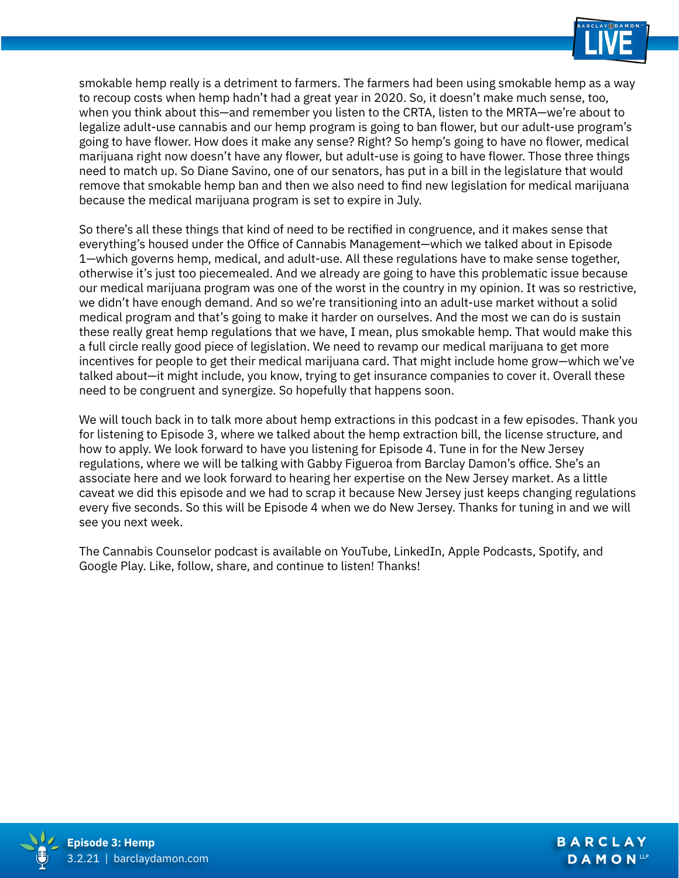smokable hemp really is a detriment to farmers. The farmers had been using smokable hemp as a way to recoup costs when hemp hadn't had a great year in 2020. So, it doesn't make much sense, too, when you think about this—and remember you listen to the CRTA, listen to the MRTA—we're about to legalize adult-use cannabis and our hemp program is going to ban flower, but our adult-use program's going to have flower. How does it make any sense? Right? So hemp's going to have no flower, medical marijuana right now doesn't have any flower, but adult-use is going to have flower. Those three things need to match up. So Diane Savino, one of our senators, has put in a bill in the legislature that would remove that smokable hemp ban and then we also need to find new legislation for medical marijuana because the medical marijuana program is set to expire in July.

So there's all these things that kind of need to be rectified in congruence, and it makes sense that everything's housed under the Office of Cannabis Management—which we talked about in Episode 1—which governs hemp, medical, and adult-use. All these regulations have to make sense together, otherwise it's just too piecemealed. And we already are going to have this problematic issue because our medical marijuana program was one of the worst in the country in my opinion. It was so restrictive, we didn't have enough demand. And so we're transitioning into an adult-use market without a solid medical program and that's going to make it harder on ourselves. And the most we can do is sustain these really great hemp regulations that we have, I mean, plus smokable hemp. That would make this a full circle really good piece of legislation. We need to revamp our medical marijuana to get more incentives for people to get their medical marijuana card. That might include home grow—which we've talked about—it might include, you know, trying to get insurance companies to cover it. Overall these need to be congruent and synergize. So hopefully that happens soon.

We will touch back in to talk more about hemp extractions in this podcast in a few episodes. Thank you for listening to Episode 3, where we talked about the hemp extraction bill, the license structure, and how to apply. We look forward to have you listening for Episode 4. Tune in for the New Jersey regulations, where we will be talking with Gabby Figueroa from Barclay Damon's office. She's an associate here and we look forward to hearing her expertise on the New Jersey market. As a little caveat we did this episode and we had to scrap it because New Jersey just keeps changing regulations every five seconds. So this will be Episode 4 when we do New Jersey. Thanks for tuning in and we will see you next week.

The Cannabis Counselor podcast is available on YouTube, LinkedIn, Apple Podcasts, Spotify, and Google Play. Like, follow, share, and continue to listen! Thanks!